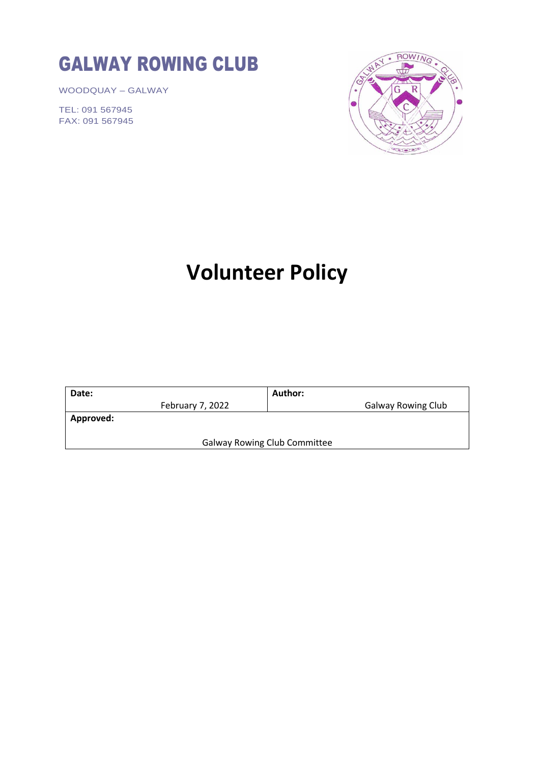# GALWAY ROWING CLUB

WOODQUAY – GALWAY

TEL: 091 567945
FAX: 091 567945

# Volunteer Policy

| **Date:** February 7, 2022 | **Author:** Galway Rowing Club |
|---|---|
| **Approved:** Galway Rowing Club Committee | |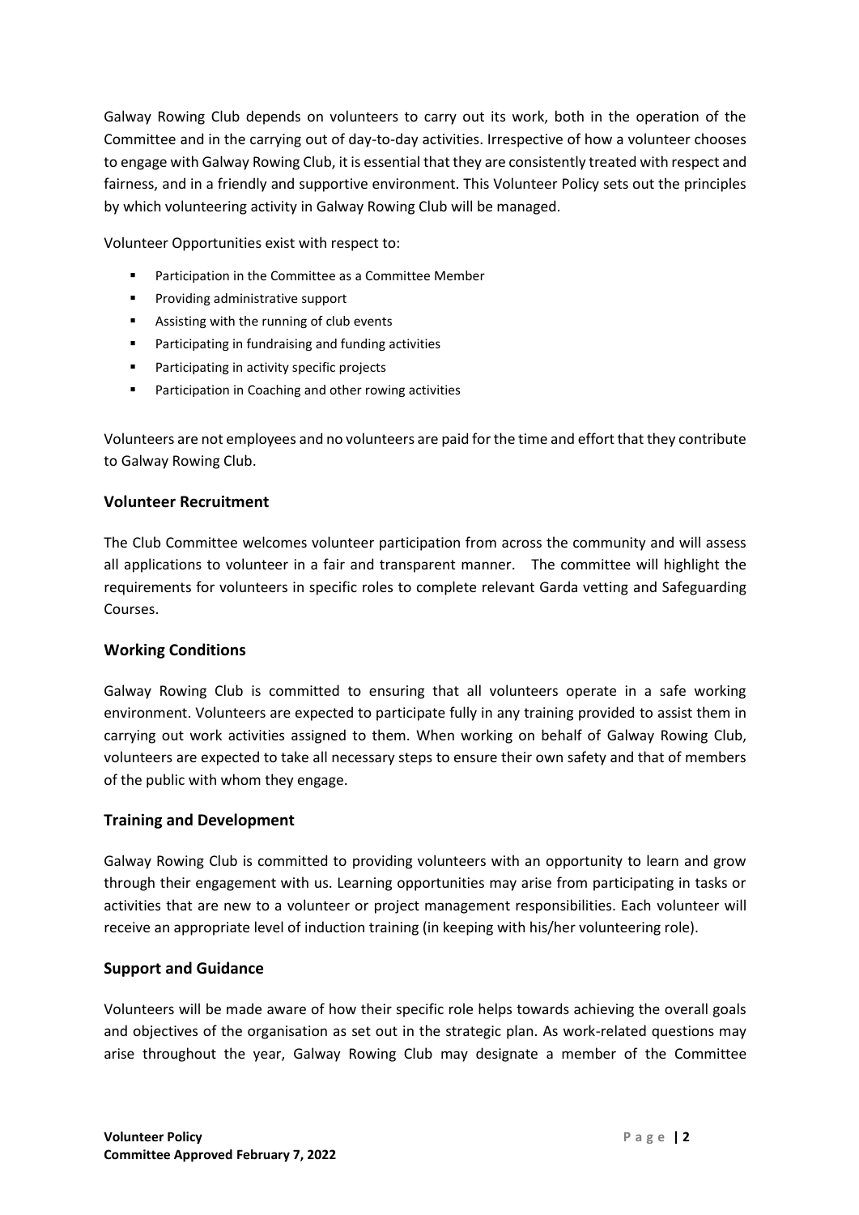Galway Rowing Club depends on volunteers to carry out its work, both in the operation of the Committee and in the carrying out of day-to-day activities. Irrespective of how a volunteer chooses to engage with Galway Rowing Club, it is essential that they are consistently treated with respect and fairness, and in a friendly and supportive environment. This Volunteer Policy sets out the principles by which volunteering activity in Galway Rowing Club will be managed.

Volunteer Opportunities exist with respect to:

- Participation in the Committee as a Committee Member
- Providing administrative support
- Assisting with the running of club events
- Participating in fundraising and funding activities
- Participating in activity specific projects
- Participation in Coaching and other rowing activities

Volunteers are not employees and no volunteers are paid for the time and effort that they contribute to Galway Rowing Club.

## Volunteer Recruitment

The Club Committee welcomes volunteer participation from across the community and will assess all applications to volunteer in a fair and transparent manner. The committee will highlight the requirements for volunteers in specific roles to complete relevant Garda vetting and Safeguarding Courses.

## Working Conditions

Galway Rowing Club is committed to ensuring that all volunteers operate in a safe working environment. Volunteers are expected to participate fully in any training provided to assist them in carrying out work activities assigned to them. When working on behalf of Galway Rowing Club, volunteers are expected to take all necessary steps to ensure their own safety and that of members of the public with whom they engage.

## Training and Development

Galway Rowing Club is committed to providing volunteers with an opportunity to learn and grow through their engagement with us. Learning opportunities may arise from participating in tasks or activities that are new to a volunteer or project management responsibilities. Each volunteer will receive an appropriate level of induction training (in keeping with his/her volunteering role).

## Support and Guidance

Volunteers will be made aware of how their specific role helps towards achieving the overall goals and objectives of the organisation as set out in the strategic plan. As work-related questions may arise throughout the year, Galway Rowing Club may designate a member of the Committee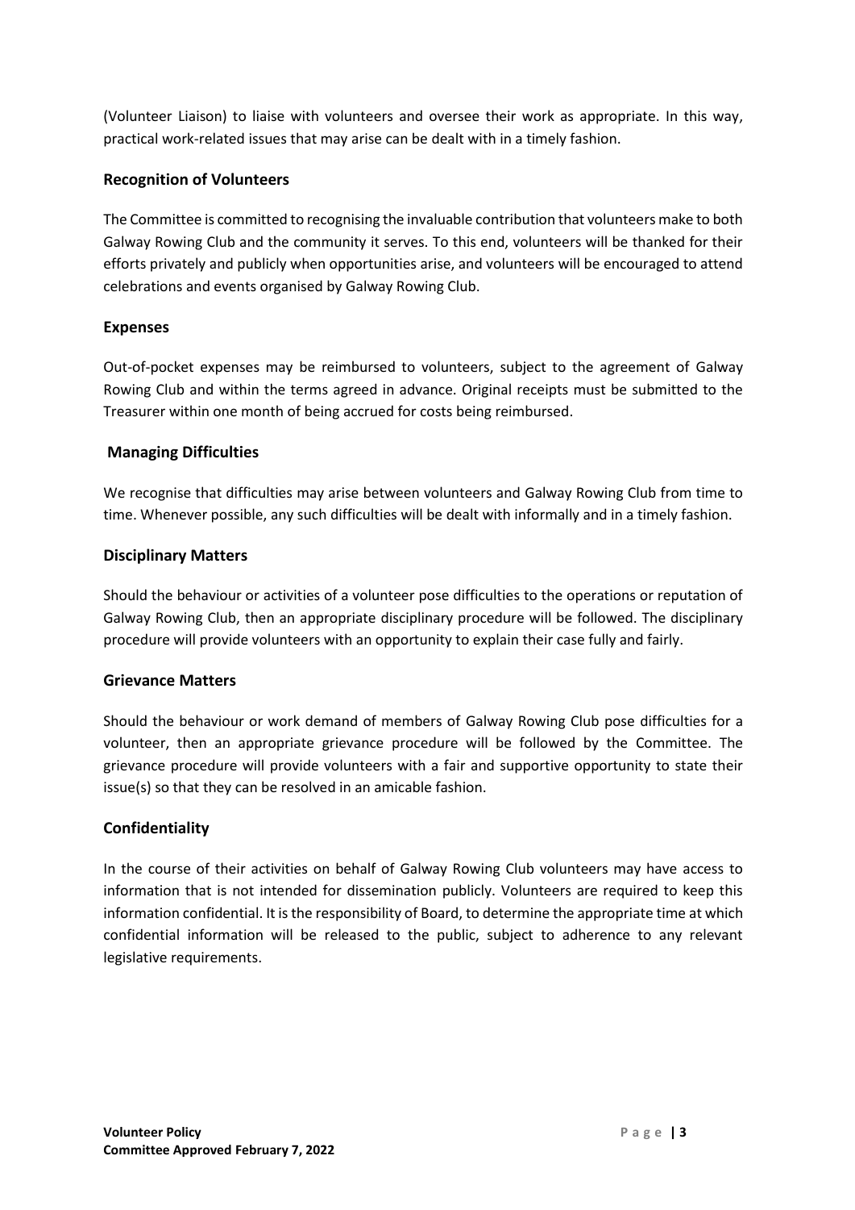(Volunteer Liaison) to liaise with volunteers and oversee their work as appropriate. In this way, practical work-related issues that may arise can be dealt with in a timely fashion.

### Recognition of Volunteers

The Committee is committed to recognising the invaluable contribution that volunteers make to both Galway Rowing Club and the community it serves. To this end, volunteers will be thanked for their efforts privately and publicly when opportunities arise, and volunteers will be encouraged to attend celebrations and events organised by Galway Rowing Club.

### Expenses

Out-of-pocket expenses may be reimbursed to volunteers, subject to the agreement of Galway Rowing Club and within the terms agreed in advance. Original receipts must be submitted to the Treasurer within one month of being accrued for costs being reimbursed.

### Managing Difficulties

We recognise that difficulties may arise between volunteers and Galway Rowing Club from time to time. Whenever possible, any such difficulties will be dealt with informally and in a timely fashion.

### Disciplinary Matters

Should the behaviour or activities of a volunteer pose difficulties to the operations or reputation of Galway Rowing Club, then an appropriate disciplinary procedure will be followed. The disciplinary procedure will provide volunteers with an opportunity to explain their case fully and fairly.

### Grievance Matters

Should the behaviour or work demand of members of Galway Rowing Club pose difficulties for a volunteer, then an appropriate grievance procedure will be followed by the Committee. The grievance procedure will provide volunteers with a fair and supportive opportunity to state their issue(s) so that they can be resolved in an amicable fashion.

### Confidentiality

In the course of their activities on behalf of Galway Rowing Club volunteers may have access to information that is not intended for dissemination publicly. Volunteers are required to keep this information confidential. It is the responsibility of Board, to determine the appropriate time at which confidential information will be released to the public, subject to adherence to any relevant legislative requirements.